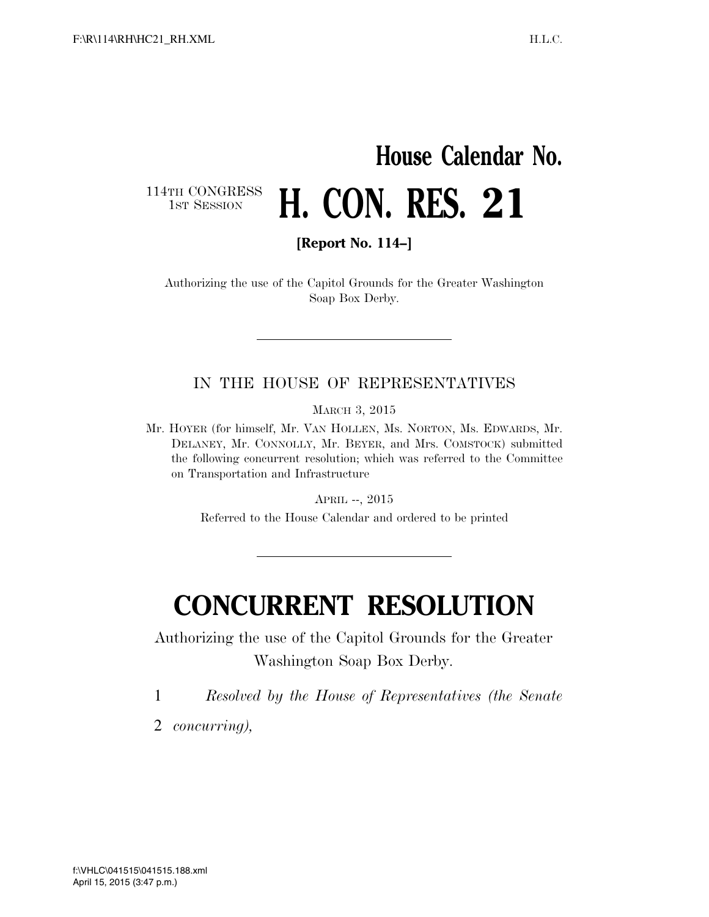# House Calendar No.

114TH CONGRESS
1ST SESSION

# H. CON. RES. 21

**[Report No. 114–]**

Authorizing the use of the Capitol Grounds for the Greater Washington Soap Box Derby.

---

IN THE HOUSE OF REPRESENTATIVES

MARCH 3, 2015

Mr. HOYER (for himself, Mr. VAN HOLLEN, Ms. NORTON, Ms. EDWARDS, Mr. DELANEY, Mr. CONNOLLY, Mr. BEYER, and Mrs. COMSTOCK) submitted the following concurrent resolution; which was referred to the Committee on Transportation and Infrastructure

APRIL --, 2015

Referred to the House Calendar and ordered to be printed

---

# CONCURRENT RESOLUTION

Authorizing the use of the Capitol Grounds for the Greater Washington Soap Box Derby.

1 *Resolved by the House of Representatives (the Senate*
2 *concurring),*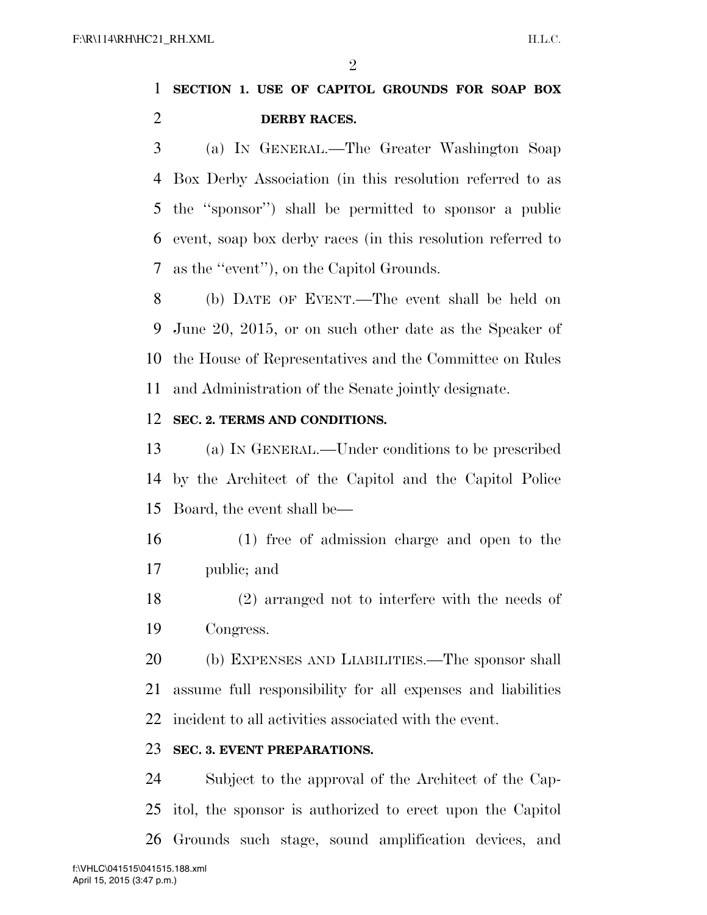**SECTION 1. USE OF CAPITOL GROUNDS FOR SOAP BOX DERBY RACES.**

(a) IN GENERAL.—The Greater Washington Soap Box Derby Association (in this resolution referred to as the ''sponsor'') shall be permitted to sponsor a public event, soap box derby races (in this resolution referred to as the ''event''), on the Capitol Grounds.

(b) DATE OF EVENT.—The event shall be held on June 20, 2015, or on such other date as the Speaker of the House of Representatives and the Committee on Rules and Administration of the Senate jointly designate.

**SEC. 2. TERMS AND CONDITIONS.**

(a) IN GENERAL.—Under conditions to be prescribed by the Architect of the Capitol and the Capitol Police Board, the event shall be—

(1) free of admission charge and open to the public; and

(2) arranged not to interfere with the needs of Congress.

(b) EXPENSES AND LIABILITIES.—The sponsor shall assume full responsibility for all expenses and liabilities incident to all activities associated with the event.

**SEC. 3. EVENT PREPARATIONS.**

Subject to the approval of the Architect of the Capitol, the sponsor is authorized to erect upon the Capitol Grounds such stage, sound amplification devices, and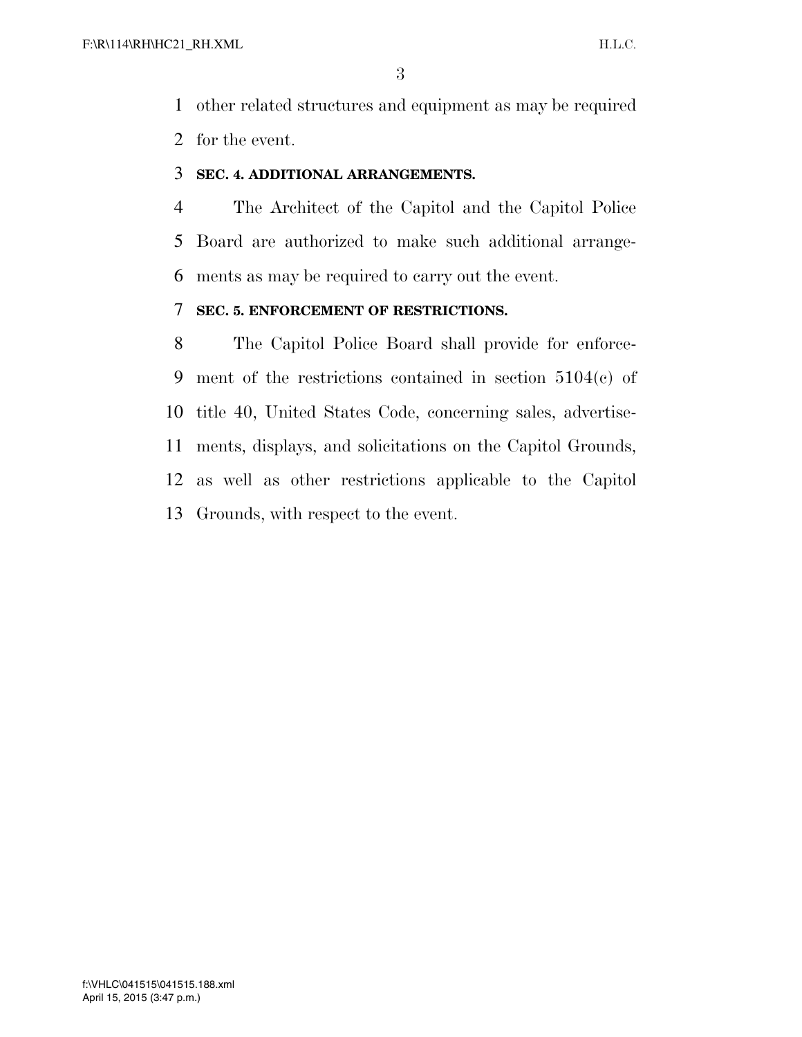other related structures and equipment as may be required for the event.

**SEC. 4. ADDITIONAL ARRANGEMENTS.**

The Architect of the Capitol and the Capitol Police Board are authorized to make such additional arrangements as may be required to carry out the event.

**SEC. 5. ENFORCEMENT OF RESTRICTIONS.**

The Capitol Police Board shall provide for enforcement of the restrictions contained in section 5104(c) of title 40, United States Code, concerning sales, advertisements, displays, and solicitations on the Capitol Grounds, as well as other restrictions applicable to the Capitol Grounds, with respect to the event.